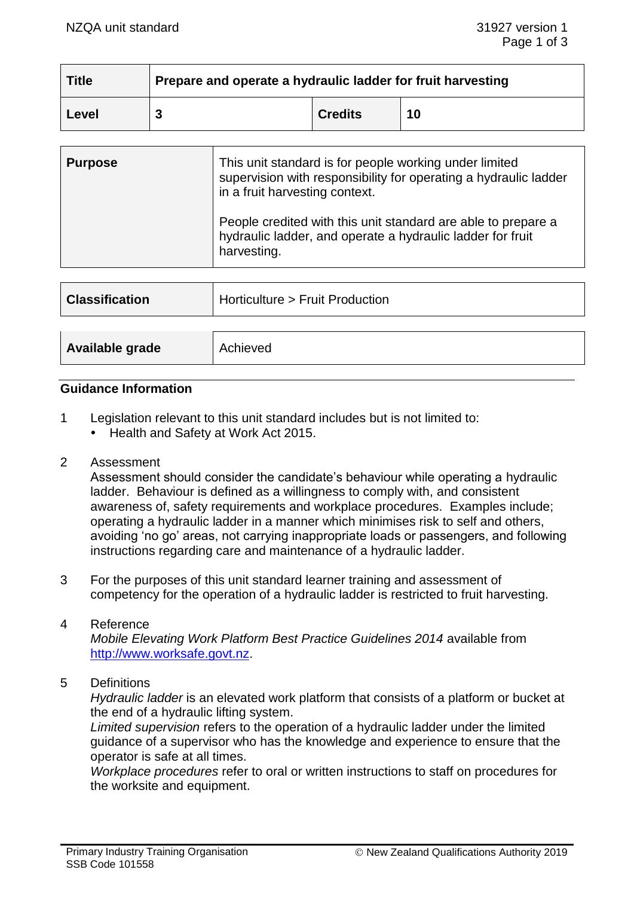| Title | Prepare and operate a hydraulic ladder for fruit harvesting | | |
|---|---|---|---|
| Level | 3 | Credits | 10 |

| Purpose | This unit standard is for people working under limited supervision with responsibility for operating a hydraulic ladder in a fruit harvesting context.<br><br>People credited with this unit standard are able to prepare a hydraulic ladder, and operate a hydraulic ladder for fruit harvesting. |
|---|---|

| Classification | Horticulture > Fruit Production |
|---|---|

| Available grade | Achieved |
|---|---|

## Guidance Information

1. Legislation relevant to this unit standard includes but is not limited to:
   - Health and Safety at Work Act 2015.

2. Assessment
   Assessment should consider the candidate's behaviour while operating a hydraulic ladder. Behaviour is defined as a willingness to comply with, and consistent awareness of, safety requirements and workplace procedures. Examples include; operating a hydraulic ladder in a manner which minimises risk to self and others, avoiding 'no go' areas, not carrying inappropriate loads or passengers, and following instructions regarding care and maintenance of a hydraulic ladder.

3. For the purposes of this unit standard learner training and assessment of competency for the operation of a hydraulic ladder is restricted to fruit harvesting.

4. Reference
   *Mobile Elevating Work Platform Best Practice Guidelines 2014* available from http://www.worksafe.govt.nz.

5. Definitions
   *Hydraulic ladder* is an elevated work platform that consists of a platform or bucket at the end of a hydraulic lifting system.
   *Limited supervision* refers to the operation of a hydraulic ladder under the limited guidance of a supervisor who has the knowledge and experience to ensure that the operator is safe at all times.
   *Workplace procedures* refer to oral or written instructions to staff on procedures for the worksite and equipment.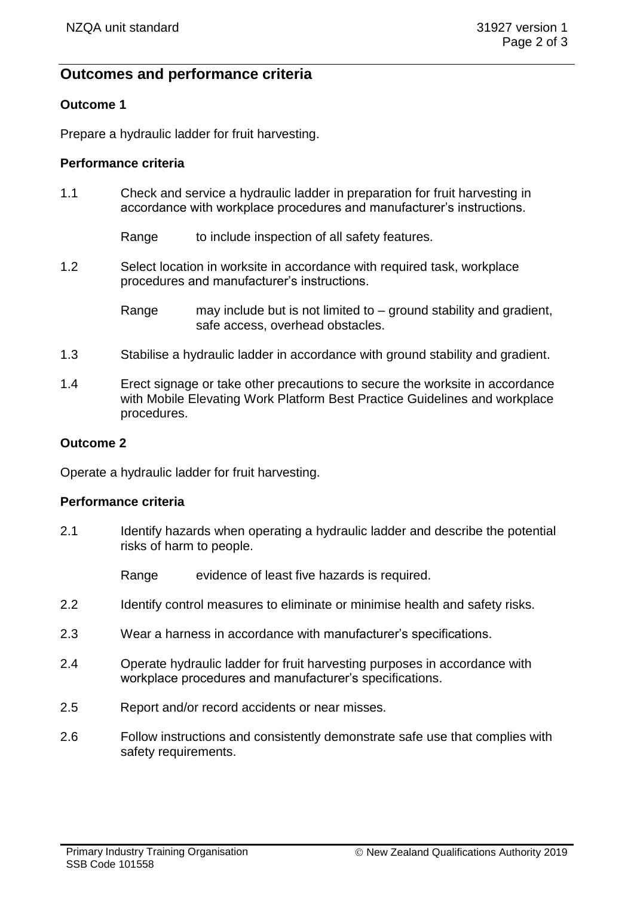## Outcomes and performance criteria

### Outcome 1

Prepare a hydraulic ladder for fruit harvesting.

#### Performance criteria

1.1 Check and service a hydraulic ladder in preparation for fruit harvesting in accordance with workplace procedures and manufacturer's instructions.

Range to include inspection of all safety features.

1.2 Select location in worksite in accordance with required task, workplace procedures and manufacturer's instructions.

Range may include but is not limited to – ground stability and gradient, safe access, overhead obstacles.

1.3 Stabilise a hydraulic ladder in accordance with ground stability and gradient.

1.4 Erect signage or take other precautions to secure the worksite in accordance with Mobile Elevating Work Platform Best Practice Guidelines and workplace procedures.

### Outcome 2

Operate a hydraulic ladder for fruit harvesting.

#### Performance criteria

2.1 Identify hazards when operating a hydraulic ladder and describe the potential risks of harm to people.

Range evidence of least five hazards is required.

2.2 Identify control measures to eliminate or minimise health and safety risks.

2.3 Wear a harness in accordance with manufacturer's specifications.

2.4 Operate hydraulic ladder for fruit harvesting purposes in accordance with workplace procedures and manufacturer's specifications.

2.5 Report and/or record accidents or near misses.

2.6 Follow instructions and consistently demonstrate safe use that complies with safety requirements.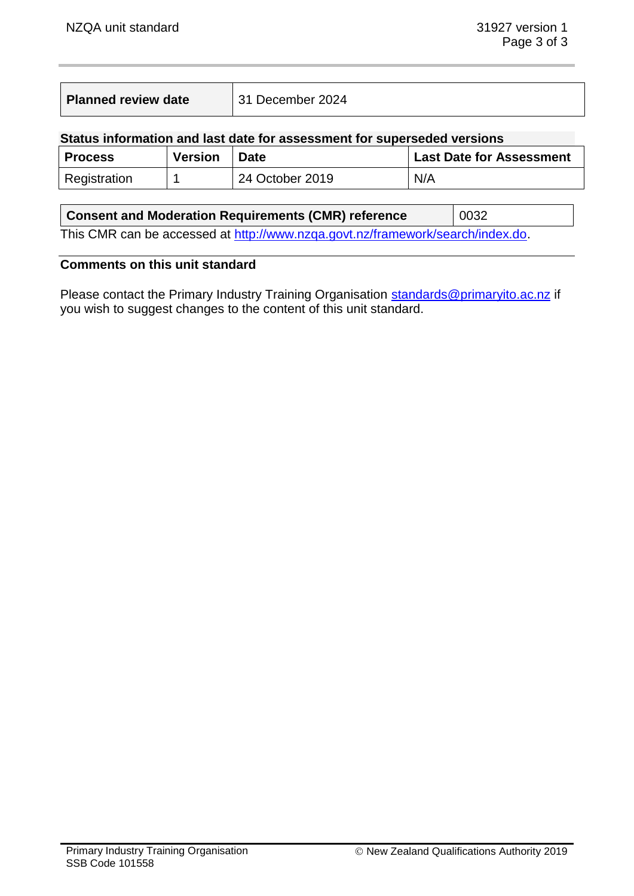| Planned review date | 31 December 2024 |
| --- | --- |

**Status information and last date for assessment for superseded versions**

| Process | Version | Date | Last Date for Assessment |
| --- | --- | --- | --- |
| Registration | 1 | 24 October 2019 | N/A |

| Consent and Moderation Requirements (CMR) reference | 0032 |
| --- | --- |

This CMR can be accessed at http://www.nzqa.govt.nz/framework/search/index.do.

## Comments on this unit standard

Please contact the Primary Industry Training Organisation standards@primaryito.ac.nz if you wish to suggest changes to the content of this unit standard.